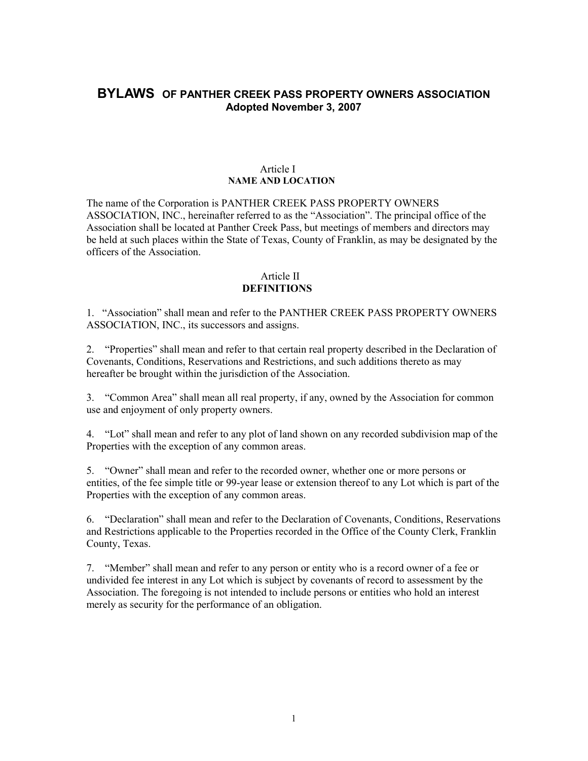# BYLAWS OF PANTHER CREEK PASS PROPERTY OWNERS ASSOCIATION

**Adopted November 3, 2007**

## Article I
**NAME AND LOCATION**

The name of the Corporation is PANTHER CREEK PASS PROPERTY OWNERS ASSOCIATION, INC., hereinafter referred to as the "Association". The principal office of the Association shall be located at Panther Creek Pass, but meetings of members and directors may be held at such places within the State of Texas, County of Franklin, as may be designated by the officers of the Association.

## Article II
**DEFINITIONS**

1. "Association" shall mean and refer to the PANTHER CREEK PASS PROPERTY OWNERS ASSOCIATION, INC., its successors and assigns.

2. "Properties" shall mean and refer to that certain real property described in the Declaration of Covenants, Conditions, Reservations and Restrictions, and such additions thereto as may hereafter be brought within the jurisdiction of the Association.

3. "Common Area" shall mean all real property, if any, owned by the Association for common use and enjoyment of only property owners.

4. "Lot" shall mean and refer to any plot of land shown on any recorded subdivision map of the Properties with the exception of any common areas.

5. "Owner" shall mean and refer to the recorded owner, whether one or more persons or entities, of the fee simple title or 99-year lease or extension thereof to any Lot which is part of the Properties with the exception of any common areas.

6. "Declaration" shall mean and refer to the Declaration of Covenants, Conditions, Reservations and Restrictions applicable to the Properties recorded in the Office of the County Clerk, Franklin County, Texas.

7. "Member" shall mean and refer to any person or entity who is a record owner of a fee or undivided fee interest in any Lot which is subject by covenants of record to assessment by the Association. The foregoing is not intended to include persons or entities who hold an interest merely as security for the performance of an obligation.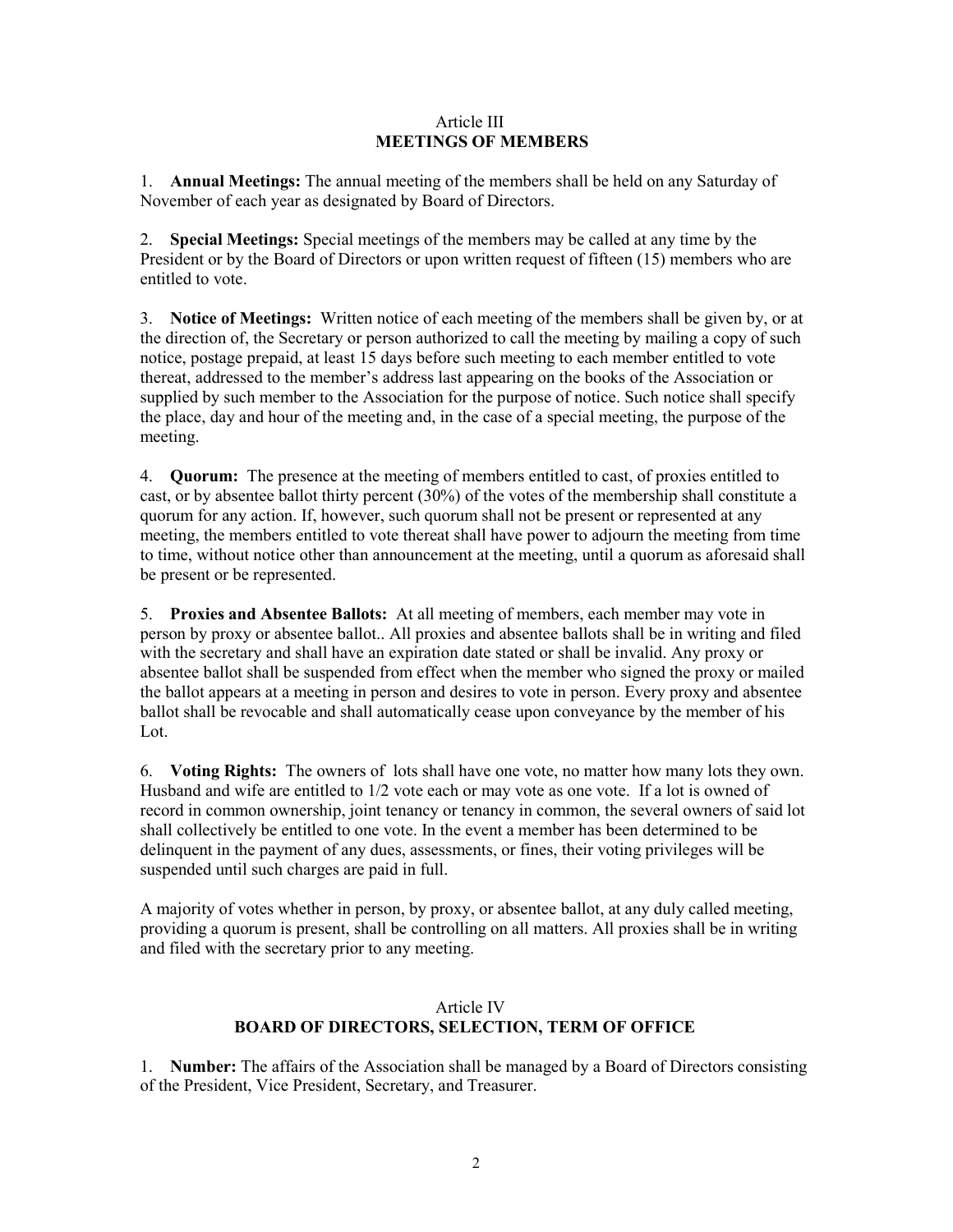## Article III
## MEETINGS OF MEMBERS

1. **Annual Meetings:** The annual meeting of the members shall be held on any Saturday of November of each year as designated by Board of Directors.

2. **Special Meetings:** Special meetings of the members may be called at any time by the President or by the Board of Directors or upon written request of fifteen (15) members who are entitled to vote.

3. **Notice of Meetings:** Written notice of each meeting of the members shall be given by, or at the direction of, the Secretary or person authorized to call the meeting by mailing a copy of such notice, postage prepaid, at least 15 days before such meeting to each member entitled to vote thereat, addressed to the member's address last appearing on the books of the Association or supplied by such member to the Association for the purpose of notice. Such notice shall specify the place, day and hour of the meeting and, in the case of a special meeting, the purpose of the meeting.

4. **Quorum:** The presence at the meeting of members entitled to cast, of proxies entitled to cast, or by absentee ballot thirty percent (30%) of the votes of the membership shall constitute a quorum for any action. If, however, such quorum shall not be present or represented at any meeting, the members entitled to vote thereat shall have power to adjourn the meeting from time to time, without notice other than announcement at the meeting, until a quorum as aforesaid shall be present or be represented.

5. **Proxies and Absentee Ballots:** At all meeting of members, each member may vote in person by proxy or absentee ballot.. All proxies and absentee ballots shall be in writing and filed with the secretary and shall have an expiration date stated or shall be invalid. Any proxy or absentee ballot shall be suspended from effect when the member who signed the proxy or mailed the ballot appears at a meeting in person and desires to vote in person. Every proxy and absentee ballot shall be revocable and shall automatically cease upon conveyance by the member of his Lot.

6. **Voting Rights:** The owners of lots shall have one vote, no matter how many lots they own. Husband and wife are entitled to 1/2 vote each or may vote as one vote. If a lot is owned of record in common ownership, joint tenancy or tenancy in common, the several owners of said lot shall collectively be entitled to one vote. In the event a member has been determined to be delinquent in the payment of any dues, assessments, or fines, their voting privileges will be suspended until such charges are paid in full.

A majority of votes whether in person, by proxy, or absentee ballot, at any duly called meeting, providing a quorum is present, shall be controlling on all matters. All proxies shall be in writing and filed with the secretary prior to any meeting.

## Article IV
## BOARD OF DIRECTORS, SELECTION, TERM OF OFFICE

1. **Number:** The affairs of the Association shall be managed by a Board of Directors consisting of the President, Vice President, Secretary, and Treasurer.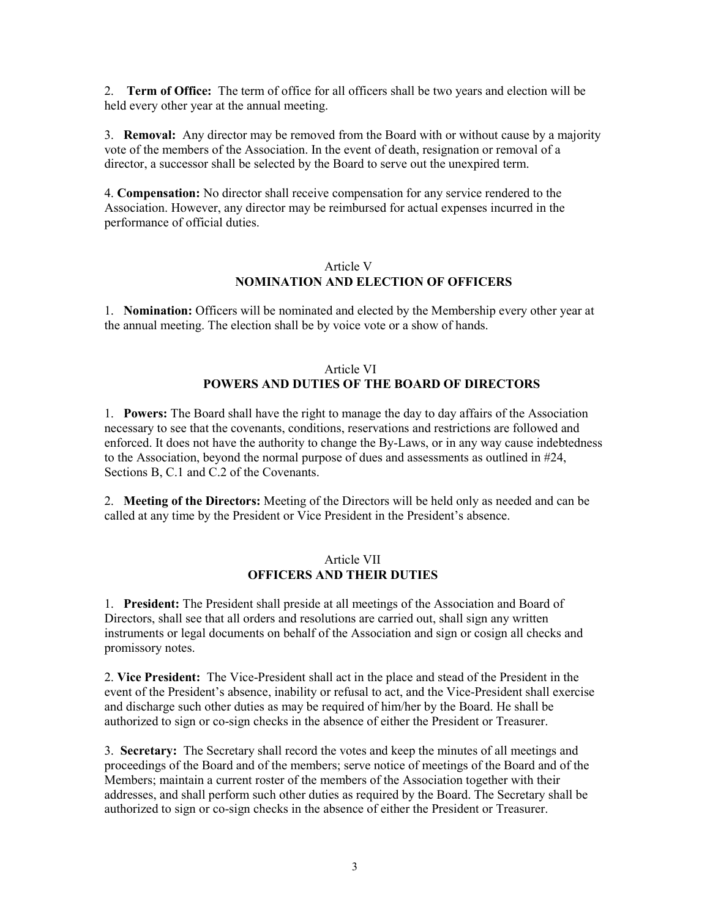2. **Term of Office:** The term of office for all officers shall be two years and election will be held every other year at the annual meeting.

3. **Removal:** Any director may be removed from the Board with or without cause by a majority vote of the members of the Association. In the event of death, resignation or removal of a director, a successor shall be selected by the Board to serve out the unexpired term.

4. **Compensation:** No director shall receive compensation for any service rendered to the Association. However, any director may be reimbursed for actual expenses incurred in the performance of official duties.

## Article V
## NOMINATION AND ELECTION OF OFFICERS

1. **Nomination:** Officers will be nominated and elected by the Membership every other year at the annual meeting. The election shall be by voice vote or a show of hands.

## Article VI
## POWERS AND DUTIES OF THE BOARD OF DIRECTORS

1. **Powers:** The Board shall have the right to manage the day to day affairs of the Association necessary to see that the covenants, conditions, reservations and restrictions are followed and enforced. It does not have the authority to change the By-Laws, or in any way cause indebtedness to the Association, beyond the normal purpose of dues and assessments as outlined in #24, Sections B, C.1 and C.2 of the Covenants.

2. **Meeting of the Directors:** Meeting of the Directors will be held only as needed and can be called at any time by the President or Vice President in the President's absence.

## Article VII
## OFFICERS AND THEIR DUTIES

1. **President:** The President shall preside at all meetings of the Association and Board of Directors, shall see that all orders and resolutions are carried out, shall sign any written instruments or legal documents on behalf of the Association and sign or cosign all checks and promissory notes.

2. **Vice President:** The Vice-President shall act in the place and stead of the President in the event of the President's absence, inability or refusal to act, and the Vice-President shall exercise and discharge such other duties as may be required of him/her by the Board. He shall be authorized to sign or co-sign checks in the absence of either the President or Treasurer.

3. **Secretary:** The Secretary shall record the votes and keep the minutes of all meetings and proceedings of the Board and of the members; serve notice of meetings of the Board and of the Members; maintain a current roster of the members of the Association together with their addresses, and shall perform such other duties as required by the Board. The Secretary shall be authorized to sign or co-sign checks in the absence of either the President or Treasurer.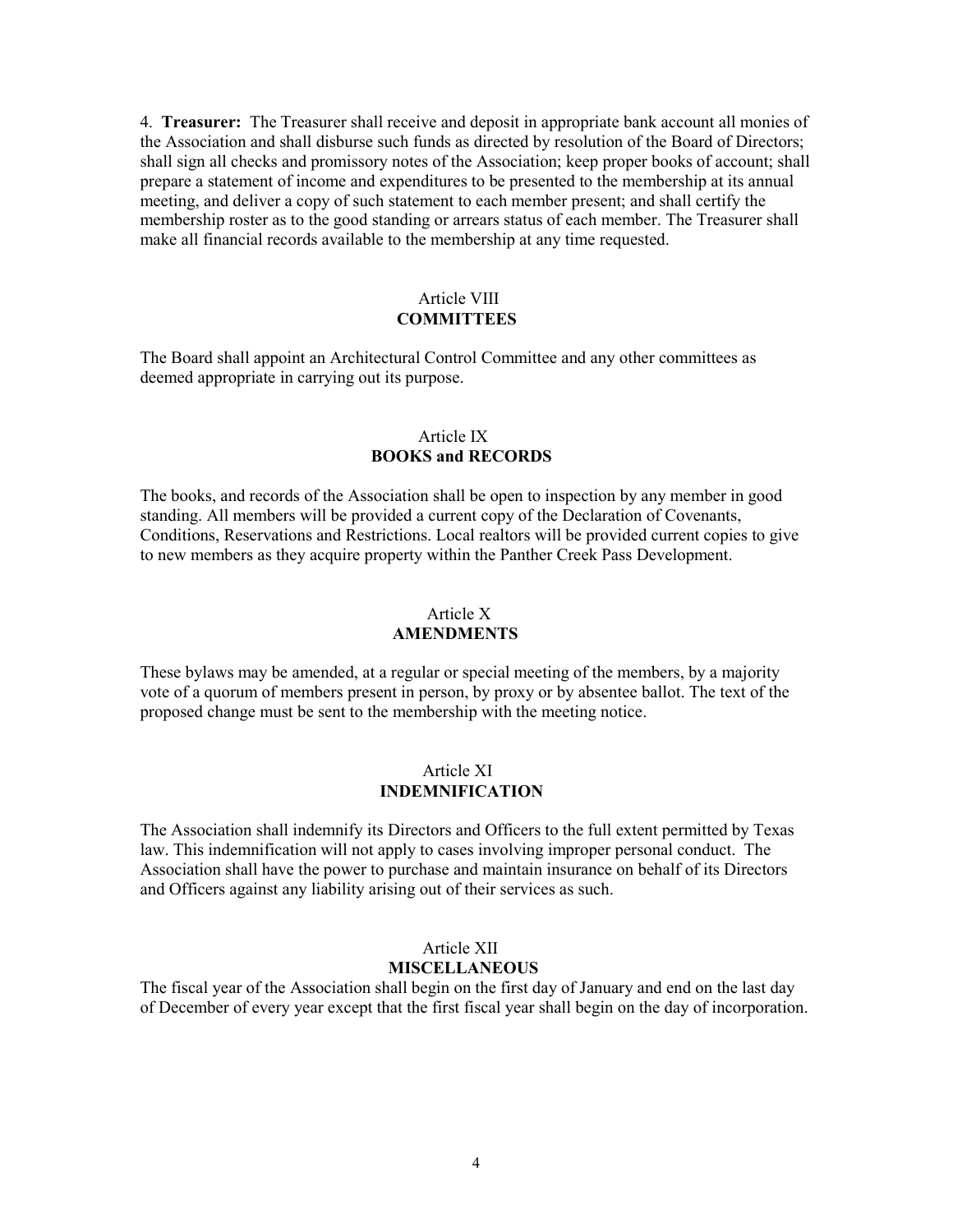4. **Treasurer:** The Treasurer shall receive and deposit in appropriate bank account all monies of the Association and shall disburse such funds as directed by resolution of the Board of Directors; shall sign all checks and promissory notes of the Association; keep proper books of account; shall prepare a statement of income and expenditures to be presented to the membership at its annual meeting, and deliver a copy of such statement to each member present; and shall certify the membership roster as to the good standing or arrears status of each member. The Treasurer shall make all financial records available to the membership at any time requested.

## Article VIII
## COMMITTEES

The Board shall appoint an Architectural Control Committee and any other committees as deemed appropriate in carrying out its purpose.

## Article IX
## BOOKS and RECORDS

The books, and records of the Association shall be open to inspection by any member in good standing. All members will be provided a current copy of the Declaration of Covenants, Conditions, Reservations and Restrictions. Local realtors will be provided current copies to give to new members as they acquire property within the Panther Creek Pass Development.

## Article X
## AMENDMENTS

These bylaws may be amended, at a regular or special meeting of the members, by a majority vote of a quorum of members present in person, by proxy or by absentee ballot. The text of the proposed change must be sent to the membership with the meeting notice.

## Article XI
## INDEMNIFICATION

The Association shall indemnify its Directors and Officers to the full extent permitted by Texas law. This indemnification will not apply to cases involving improper personal conduct. The Association shall have the power to purchase and maintain insurance on behalf of its Directors and Officers against any liability arising out of their services as such.

## Article XII
## MISCELLANEOUS

The fiscal year of the Association shall begin on the first day of January and end on the last day of December of every year except that the first fiscal year shall begin on the day of incorporation.